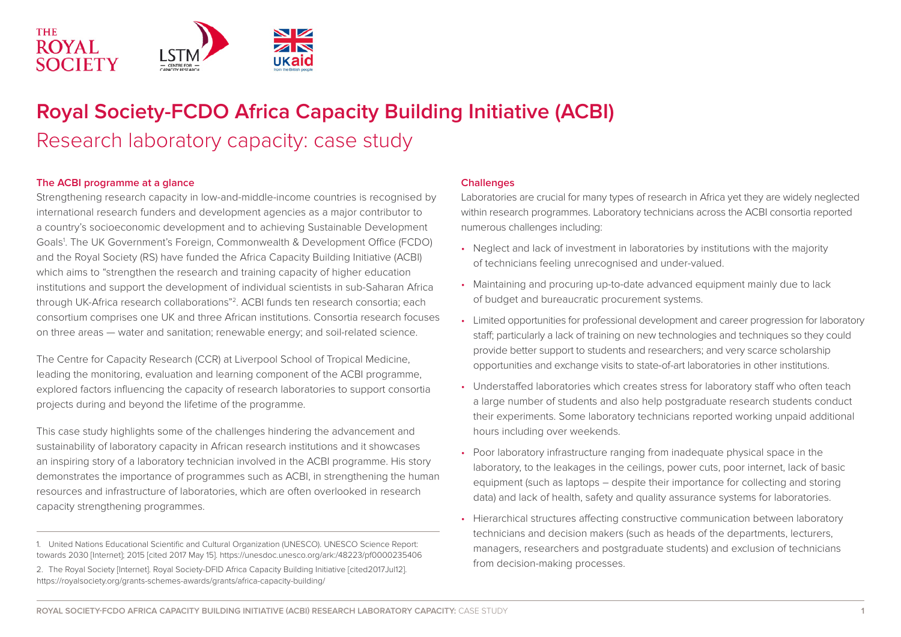# Royal Society-FCDO Africa Capacity Building Initiative (ACBI)

## Research laboratory capacity: case study

### The ACBI programme at a glance

Strengthening research capacity in low-and-middle-income countries is recognised by international research funders and development agencies as a major contributor to a country's socioeconomic development and to achieving Sustainable Development Goals[1]. The UK Government's Foreign, Commonwealth & Development Office (FCDO) and the Royal Society (RS) have funded the Africa Capacity Building Initiative (ACBI) which aims to "strengthen the research and training capacity of higher education institutions and support the development of individual scientists in sub-Saharan Africa through UK-Africa research collaborations"[2]. ACBI funds ten research consortia; each consortium comprises one UK and three African institutions. Consortia research focuses on three areas — water and sanitation; renewable energy; and soil-related science.

The Centre for Capacity Research (CCR) at Liverpool School of Tropical Medicine, leading the monitoring, evaluation and learning component of the ACBI programme, explored factors influencing the capacity of research laboratories to support consortia projects during and beyond the lifetime of the programme.

This case study highlights some of the challenges hindering the advancement and sustainability of laboratory capacity in African research institutions and it showcases an inspiring story of a laboratory technician involved in the ACBI programme. His story demonstrates the importance of programmes such as ACBI, in strengthening the human resources and infrastructure of laboratories, which are often overlooked in research capacity strengthening programmes.

1. United Nations Educational Scientific and Cultural Organization (UNESCO). UNESCO Science Report: towards 2030 [Internet]; 2015 [cited 2017 May 15]. https://unesdoc.unesco.org/ark:/48223/pf0000235406

2. The Royal Society [Internet]. Royal Society-DFID Africa Capacity Building Initiative [cited2017Jul12]. https://royalsociety.org/grants-schemes-awards/grants/africa-capacity-building/

### Challenges

Laboratories are crucial for many types of research in Africa yet they are widely neglected within research programmes. Laboratory technicians across the ACBI consortia reported numerous challenges including:

- Neglect and lack of investment in laboratories by institutions with the majority of technicians feeling unrecognised and under-valued.
- Maintaining and procuring up-to-date advanced equipment mainly due to lack of budget and bureaucratic procurement systems.
- Limited opportunities for professional development and career progression for laboratory staff; particularly a lack of training on new technologies and techniques so they could provide better support to students and researchers; and very scarce scholarship opportunities and exchange visits to state-of-art laboratories in other institutions.
- Understaffed laboratories which creates stress for laboratory staff who often teach a large number of students and also help postgraduate research students conduct their experiments. Some laboratory technicians reported working unpaid additional hours including over weekends.
- Poor laboratory infrastructure ranging from inadequate physical space in the laboratory, to the leakages in the ceilings, power cuts, poor internet, lack of basic equipment (such as laptops – despite their importance for collecting and storing data) and lack of health, safety and quality assurance systems for laboratories.
- Hierarchical structures affecting constructive communication between laboratory technicians and decision makers (such as heads of the departments, lecturers, managers, researchers and postgraduate students) and exclusion of technicians from decision-making processes.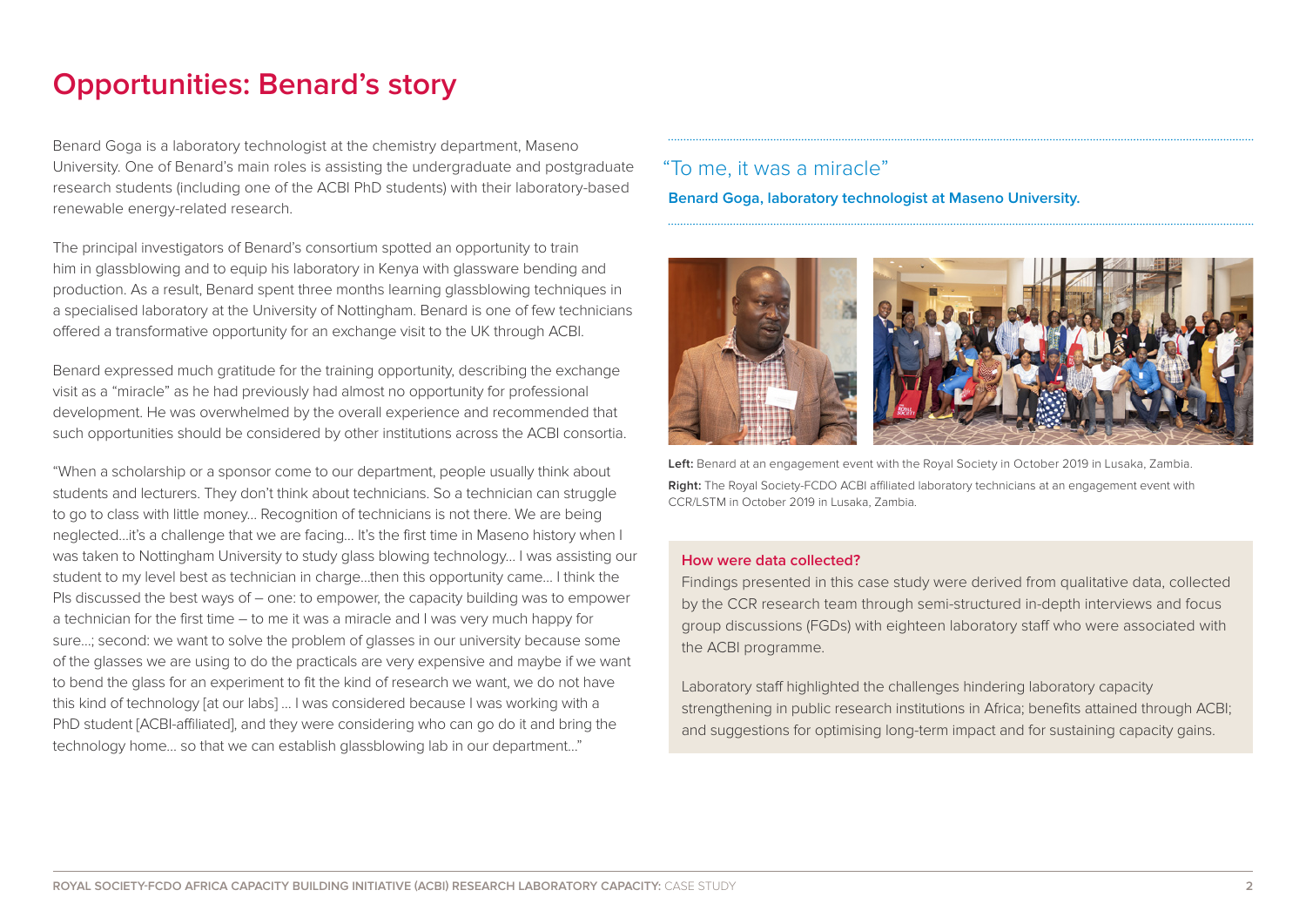# Opportunities: Benard's story

Benard Goga is a laboratory technologist at the chemistry department, Maseno University. One of Benard's main roles is assisting the undergraduate and postgraduate research students (including one of the ACBI PhD students) with their laboratory-based renewable energy-related research.

The principal investigators of Benard's consortium spotted an opportunity to train him in glassblowing and to equip his laboratory in Kenya with glassware bending and production. As a result, Benard spent three months learning glassblowing techniques in a specialised laboratory at the University of Nottingham. Benard is one of few technicians offered a transformative opportunity for an exchange visit to the UK through ACBI.

Benard expressed much gratitude for the training opportunity, describing the exchange visit as a "miracle" as he had previously had almost no opportunity for professional development. He was overwhelmed by the overall experience and recommended that such opportunities should be considered by other institutions across the ACBI consortia.

"When a scholarship or a sponsor come to our department, people usually think about students and lecturers. They don't think about technicians. So a technician can struggle to go to class with little money… Recognition of technicians is not there. We are being neglected…it's a challenge that we are facing… It's the first time in Maseno history when I was taken to Nottingham University to study glass blowing technology… I was assisting our student to my level best as technician in charge…then this opportunity came… I think the PIs discussed the best ways of – one: to empower, the capacity building was to empower a technician for the first time – to me it was a miracle and I was very much happy for sure…; second: we want to solve the problem of glasses in our university because some of the glasses we are using to do the practicals are very expensive and maybe if we want to bend the glass for an experiment to fit the kind of research we want, we do not have this kind of technology [at our labs] … I was considered because I was working with a PhD student [ACBI-affiliated], and they were considering who can go do it and bring the technology home… so that we can establish glassblowing lab in our department…"

> "To me, it was a miracle"
>
> **Benard Goga, laboratory technologist at Maseno University.**

**Left:** Benard at an engagement event with the Royal Society in October 2019 in Lusaka, Zambia.
**Right:** The Royal Society-FCDO ACBI affiliated laboratory technicians at an engagement event with CCR/LSTM in October 2019 in Lusaka, Zambia.

**How were data collected?**

Findings presented in this case study were derived from qualitative data, collected by the CCR research team through semi-structured in-depth interviews and focus group discussions (FGDs) with eighteen laboratory staff who were associated with the ACBI programme.

Laboratory staff highlighted the challenges hindering laboratory capacity strengthening in public research institutions in Africa; benefits attained through ACBI; and suggestions for optimising long-term impact and for sustaining capacity gains.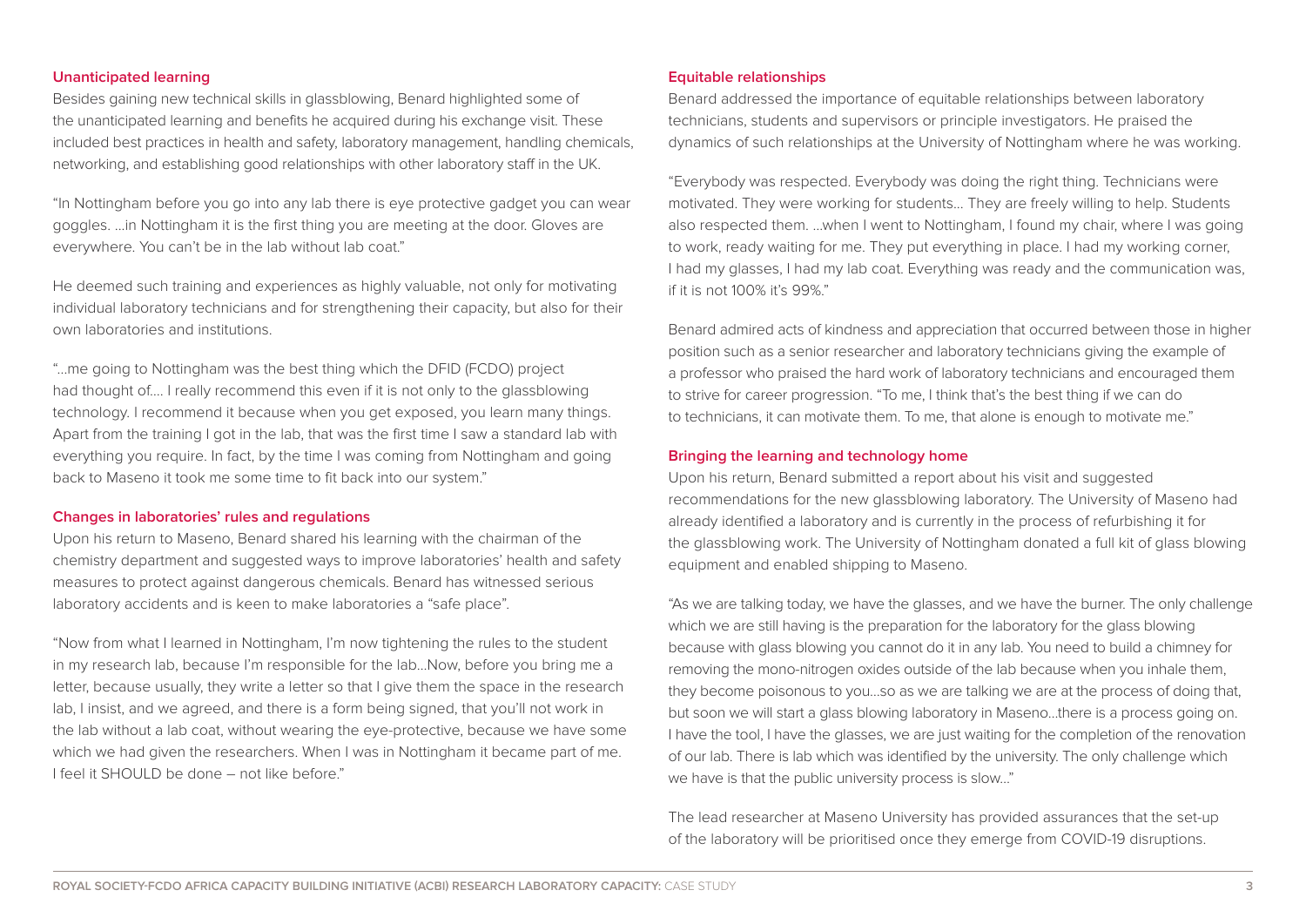### Unanticipated learning

Besides gaining new technical skills in glassblowing, Benard highlighted some of the unanticipated learning and benefits he acquired during his exchange visit. These included best practices in health and safety, laboratory management, handling chemicals, networking, and establishing good relationships with other laboratory staff in the UK.

"In Nottingham before you go into any lab there is eye protective gadget you can wear goggles. …in Nottingham it is the first thing you are meeting at the door. Gloves are everywhere. You can't be in the lab without lab coat."

He deemed such training and experiences as highly valuable, not only for motivating individual laboratory technicians and for strengthening their capacity, but also for their own laboratories and institutions.

"…me going to Nottingham was the best thing which the DFID (FCDO) project had thought of…. I really recommend this even if it is not only to the glassblowing technology. I recommend it because when you get exposed, you learn many things. Apart from the training I got in the lab, that was the first time I saw a standard lab with everything you require. In fact, by the time I was coming from Nottingham and going back to Maseno it took me some time to fit back into our system."

### Changes in laboratories' rules and regulations

Upon his return to Maseno, Benard shared his learning with the chairman of the chemistry department and suggested ways to improve laboratories' health and safety measures to protect against dangerous chemicals. Benard has witnessed serious laboratory accidents and is keen to make laboratories a "safe place".

"Now from what I learned in Nottingham, I'm now tightening the rules to the student in my research lab, because I'm responsible for the lab…Now, before you bring me a letter, because usually, they write a letter so that I give them the space in the research lab, I insist, and we agreed, and there is a form being signed, that you'll not work in the lab without a lab coat, without wearing the eye-protective, because we have some which we had given the researchers. When I was in Nottingham it became part of me. I feel it SHOULD be done – not like before."

### Equitable relationships

Benard addressed the importance of equitable relationships between laboratory technicians, students and supervisors or principle investigators. He praised the dynamics of such relationships at the University of Nottingham where he was working.

"Everybody was respected. Everybody was doing the right thing. Technicians were motivated. They were working for students… They are freely willing to help. Students also respected them. …when I went to Nottingham, I found my chair, where I was going to work, ready waiting for me. They put everything in place. I had my working corner, I had my glasses, I had my lab coat. Everything was ready and the communication was, if it is not 100% it's 99%."

Benard admired acts of kindness and appreciation that occurred between those in higher position such as a senior researcher and laboratory technicians giving the example of a professor who praised the hard work of laboratory technicians and encouraged them to strive for career progression. "To me, I think that's the best thing if we can do to technicians, it can motivate them. To me, that alone is enough to motivate me."

### Bringing the learning and technology home

Upon his return, Benard submitted a report about his visit and suggested recommendations for the new glassblowing laboratory. The University of Maseno had already identified a laboratory and is currently in the process of refurbishing it for the glassblowing work. The University of Nottingham donated a full kit of glass blowing equipment and enabled shipping to Maseno.

"As we are talking today, we have the glasses, and we have the burner. The only challenge which we are still having is the preparation for the laboratory for the glass blowing because with glass blowing you cannot do it in any lab. You need to build a chimney for removing the mono-nitrogen oxides outside of the lab because when you inhale them, they become poisonous to you…so as we are talking we are at the process of doing that, but soon we will start a glass blowing laboratory in Maseno…there is a process going on. I have the tool, I have the glasses, we are just waiting for the completion of the renovation of our lab. There is lab which was identified by the university. The only challenge which we have is that the public university process is slow…"

The lead researcher at Maseno University has provided assurances that the set-up of the laboratory will be prioritised once they emerge from COVID-19 disruptions.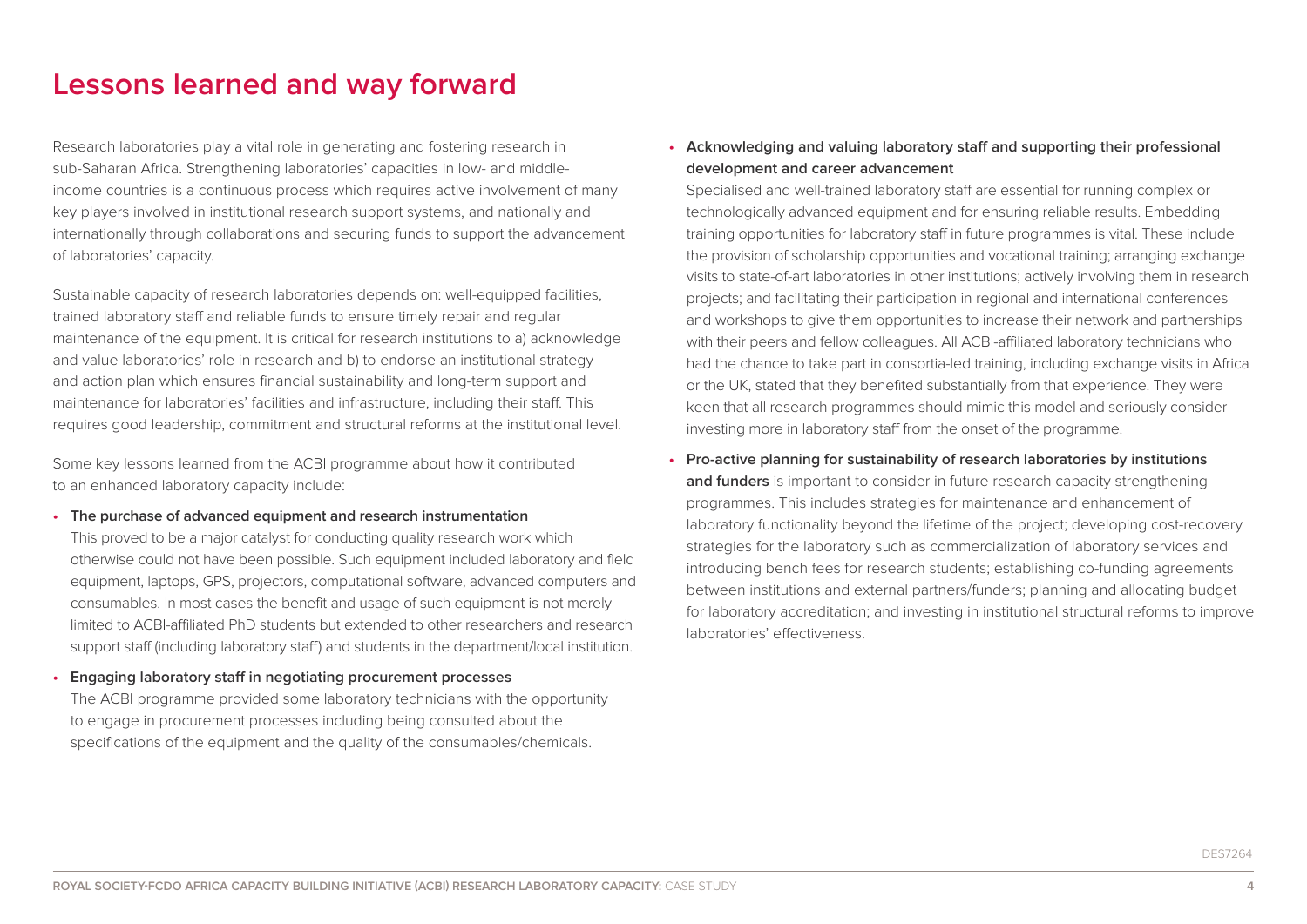## Lessons learned and way forward

Research laboratories play a vital role in generating and fostering research in sub-Saharan Africa. Strengthening laboratories' capacities in low- and middle-income countries is a continuous process which requires active involvement of many key players involved in institutional research support systems, and nationally and internationally through collaborations and securing funds to support the advancement of laboratories' capacity.

Sustainable capacity of research laboratories depends on: well-equipped facilities, trained laboratory staff and reliable funds to ensure timely repair and regular maintenance of the equipment. It is critical for research institutions to a) acknowledge and value laboratories' role in research and b) to endorse an institutional strategy and action plan which ensures financial sustainability and long-term support and maintenance for laboratories' facilities and infrastructure, including their staff. This requires good leadership, commitment and structural reforms at the institutional level.

Some key lessons learned from the ACBI programme about how it contributed to an enhanced laboratory capacity include:

- **The purchase of advanced equipment and research instrumentation**
  This proved to be a major catalyst for conducting quality research work which otherwise could not have been possible. Such equipment included laboratory and field equipment, laptops, GPS, projectors, computational software, advanced computers and consumables. In most cases the benefit and usage of such equipment is not merely limited to ACBI-affiliated PhD students but extended to other researchers and research support staff (including laboratory staff) and students in the department/local institution.
- **Engaging laboratory staff in negotiating procurement processes**
  The ACBI programme provided some laboratory technicians with the opportunity to engage in procurement processes including being consulted about the specifications of the equipment and the quality of the consumables/chemicals.
- **Acknowledging and valuing laboratory staff and supporting their professional development and career advancement**
  Specialised and well-trained laboratory staff are essential for running complex or technologically advanced equipment and for ensuring reliable results. Embedding training opportunities for laboratory staff in future programmes is vital. These include the provision of scholarship opportunities and vocational training; arranging exchange visits to state-of-art laboratories in other institutions; actively involving them in research projects; and facilitating their participation in regional and international conferences and workshops to give them opportunities to increase their network and partnerships with their peers and fellow colleagues. All ACBI-affiliated laboratory technicians who had the chance to take part in consortia-led training, including exchange visits in Africa or the UK, stated that they benefited substantially from that experience. They were keen that all research programmes should mimic this model and seriously consider investing more in laboratory staff from the onset of the programme.
- **Pro-active planning for sustainability of research laboratories by institutions and funders** is important to consider in future research capacity strengthening programmes. This includes strategies for maintenance and enhancement of laboratory functionality beyond the lifetime of the project; developing cost-recovery strategies for the laboratory such as commercialization of laboratory services and introducing bench fees for research students; establishing co-funding agreements between institutions and external partners/funders; planning and allocating budget for laboratory accreditation; and investing in institutional structural reforms to improve laboratories' effectiveness.

DES7264